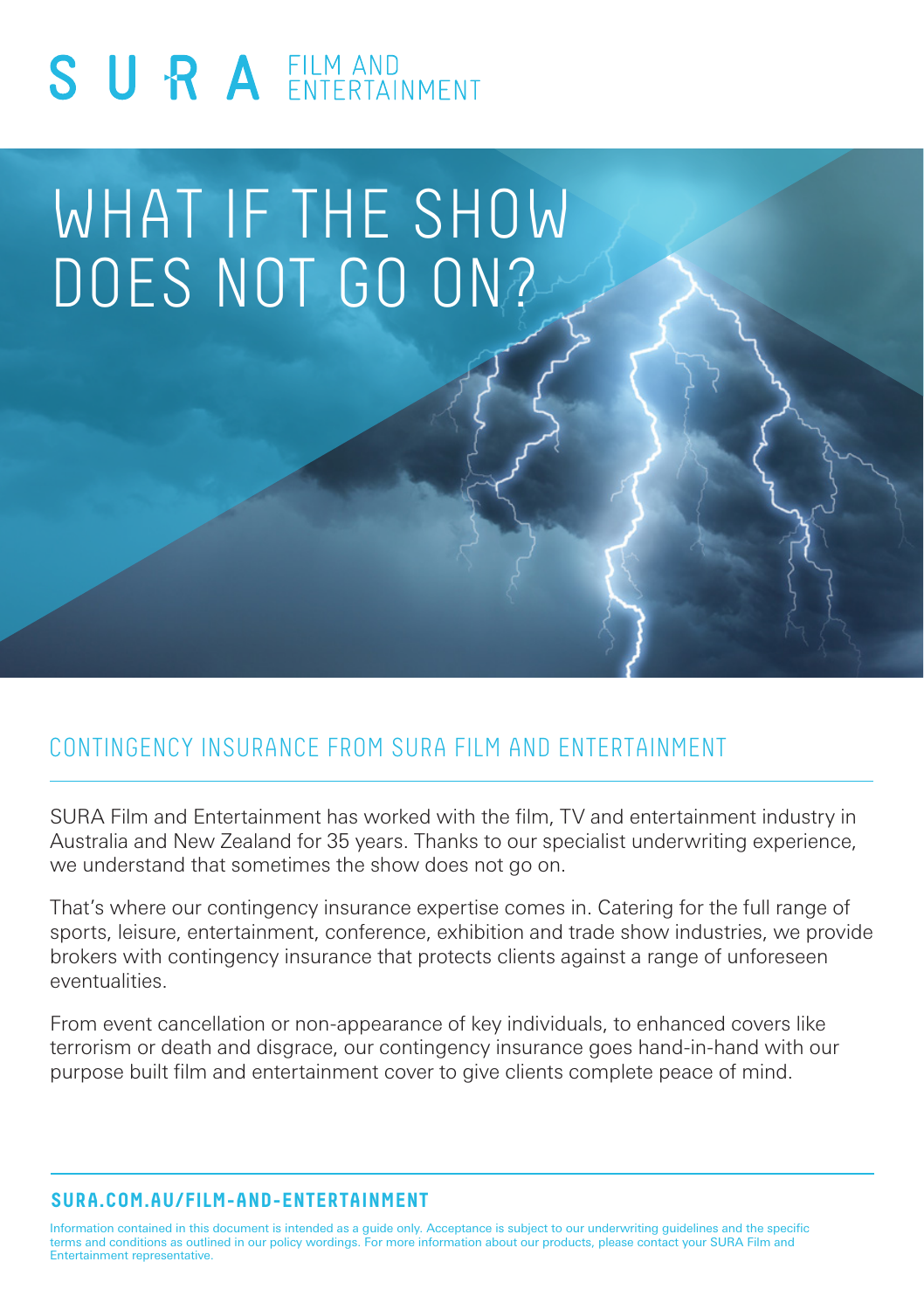SURA FILM AND ENTERTAINMENT

# WHAT IF THE SHOW DOES NOT GO ON?

## CONTINGENCY INSURANCE FROM SURA FILM AND ENTERTAINMENT

SURA Film and Entertainment has worked with the film, TV and entertainment industry in Australia and New Zealand for 35 years. Thanks to our specialist underwriting experience, we understand that sometimes the show does not go on.

That's where our contingency insurance expertise comes in. Catering for the full range of sports, leisure, entertainment, conference, exhibition and trade show industries, we provide brokers with contingency insurance that protects clients against a range of unforeseen eventualities.

From event cancellation or non-appearance of key individuals, to enhanced covers like terrorism or death and disgrace, our contingency insurance goes hand-in-hand with our purpose built film and entertainment cover to give clients complete peace of mind.

**SURA.COM.AU/FILM-AND-ENTERTAINMENT**

Information contained in this document is intended as a guide only. Acceptance is subject to our underwriting guidelines and the specific terms and conditions as outlined in our policy wordings. For more information about our products, please contact your SURA Film and Entertainment representative.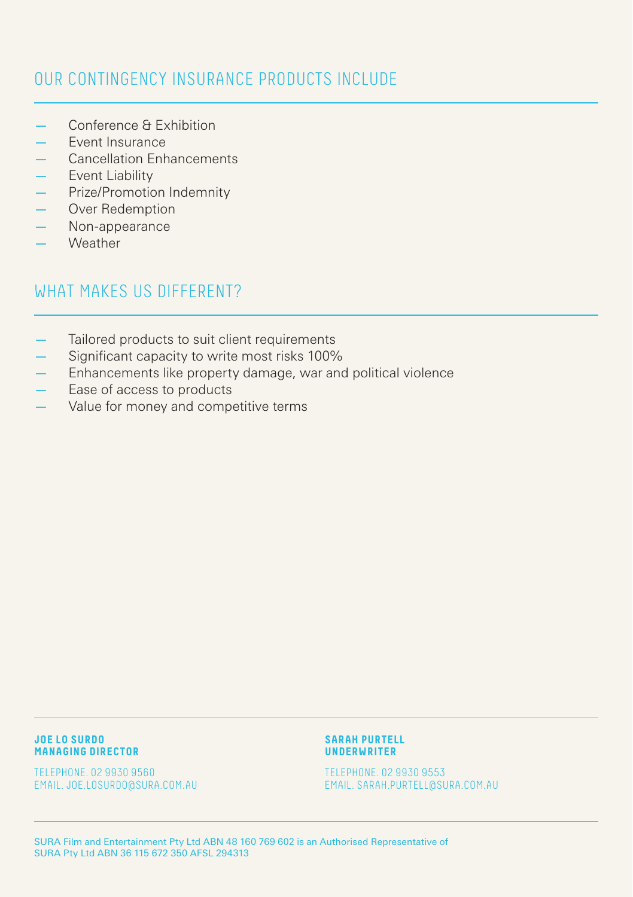## OUR CONTINGENCY INSURANCE PRODUCTS INCLUDE

- Conference & Exhibition
- Event Insurance
- Cancellation Enhancements
- Event Liability
- Prize/Promotion Indemnity
- Over Redemption
- Non-appearance
- Weather

## WHAT MAKES US DIFFERENT?

- Tailored products to suit client requirements
- Significant capacity to write most risks 100%
- Enhancements like property damage, war and political violence
- Ease of access to products
- Value for money and competitive terms

**JOE LO SURDO**
**MANAGING DIRECTOR**

TELEPHONE. 02 9930 9560
EMAIL. JOE.LOSURDO@SURA.COM.AU

**SARAH PURTELL**
**UNDERWRITER**

TELEPHONE. 02 9930 9553
EMAIL. SARAH.PURTELL@SURA.COM.AU

SURA Film and Entertainment Pty Ltd ABN 48 160 769 602 is an Authorised Representative of SURA Pty Ltd ABN 36 115 672 350 AFSL 294313